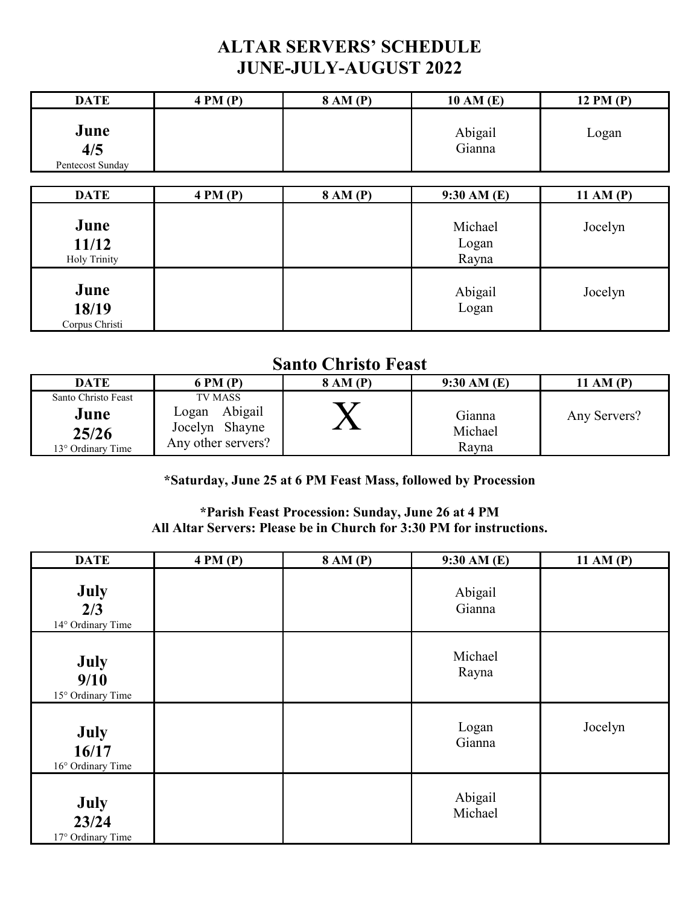# ALTAR SERVERS' SCHEDULE
# JUNE-JULY-AUGUST 2022

| DATE | 4 PM (P) | 8 AM (P) | 10 AM (E) | 12 PM (P) |
|---|---|---|---|---|
| **June 4/5** Pentecost Sunday | | | Abigail Gianna | Logan |

| DATE | 4 PM (P) | 8 AM (P) | 9:30 AM (E) | 11 AM (P) |
|---|---|---|---|---|
| **June 11/12** Holy Trinity | | | Michael Logan Rayna | Jocelyn |
| **June 18/19** Corpus Christi | | | Abigail Logan | Jocelyn |

## Santo Christo Feast

| DATE | 6 PM (P) | 8 AM (P) | 9:30 AM (E) | 11 AM (P) |
|---|---|---|---|---|
| Santo Christo Feast **June 25/26** 13° Ordinary Time | TV MASS Logan Abigail Jocelyn Shayne Any other servers? | X | Gianna Michael Rayna | Any Servers? |

**\*Saturday, June 25 at 6 PM Feast Mass, followed by Procession**

**\*Parish Feast Procession: Sunday, June 26 at 4 PM**
**All Altar Servers: Please be in Church for 3:30 PM for instructions.**

| DATE | 4 PM (P) | 8 AM (P) | 9:30 AM (E) | 11 AM (P) |
|---|---|---|---|---|
| **July 2/3** 14° Ordinary Time | | | Abigail Gianna | |
| **July 9/10** 15° Ordinary Time | | | Michael Rayna | |
| **July 16/17** 16° Ordinary Time | | | Logan Gianna | Jocelyn |
| **July 23/24** 17° Ordinary Time | | | Abigail Michael | |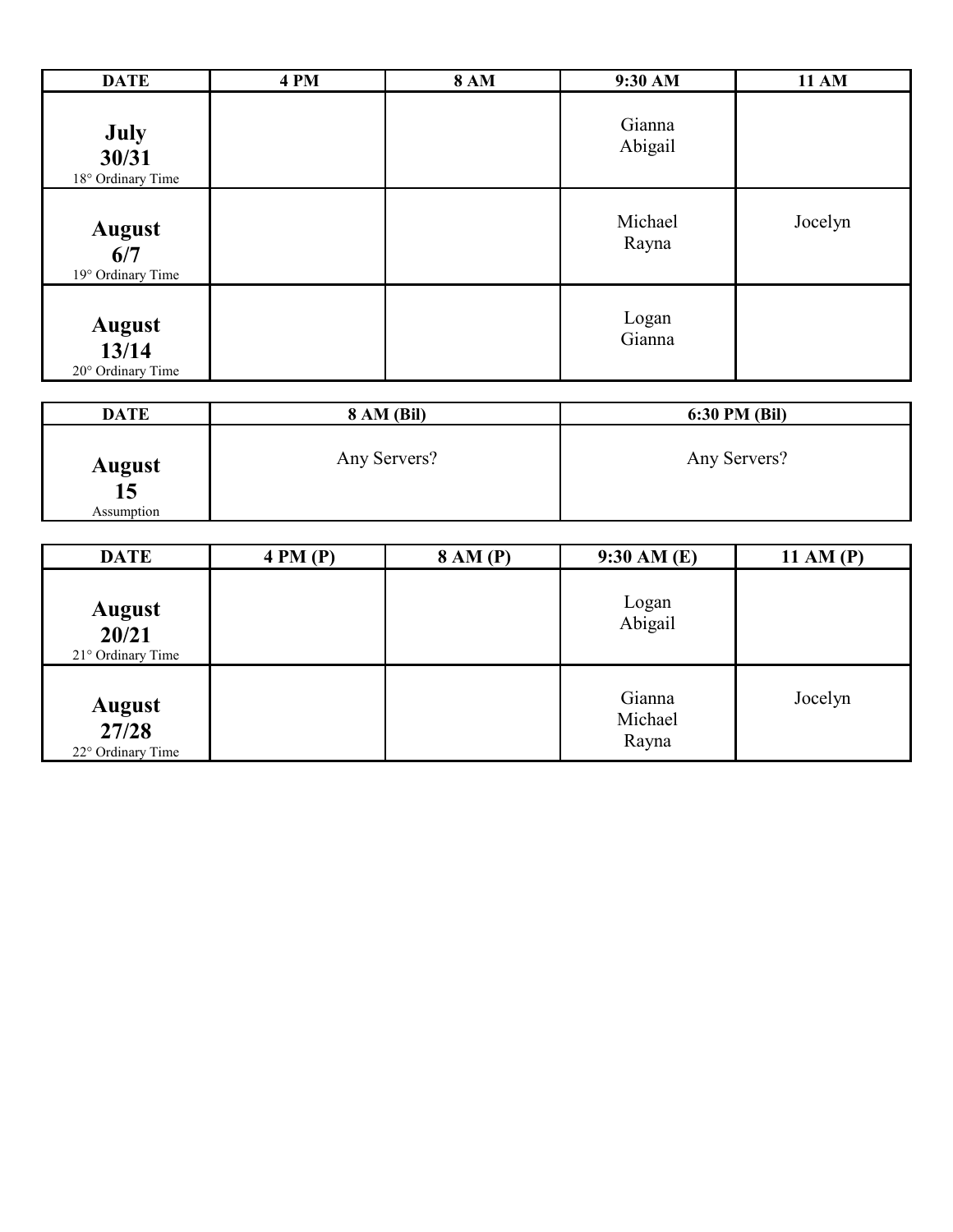| DATE | 4 PM | 8 AM | 9:30 AM | 11 AM |
|---|---|---|---|---|
| **July 30/31** 18° Ordinary Time | | | Gianna Abigail | |
| **August 6/7** 19° Ordinary Time | | | Michael Rayna | Jocelyn |
| **August 13/14** 20° Ordinary Time | | | Logan Gianna | |

| DATE | 8 AM (Bil) | 6:30 PM (Bil) |
|---|---|---|
| **August 15** Assumption | Any Servers? | Any Servers? |

| DATE | 4 PM (P) | 8 AM (P) | 9:30 AM (E) | 11 AM (P) |
|---|---|---|---|---|
| **August 20/21** 21° Ordinary Time | | | Logan Abigail | |
| **August 27/28** 22° Ordinary Time | | | Gianna Michael Rayna | Jocelyn |